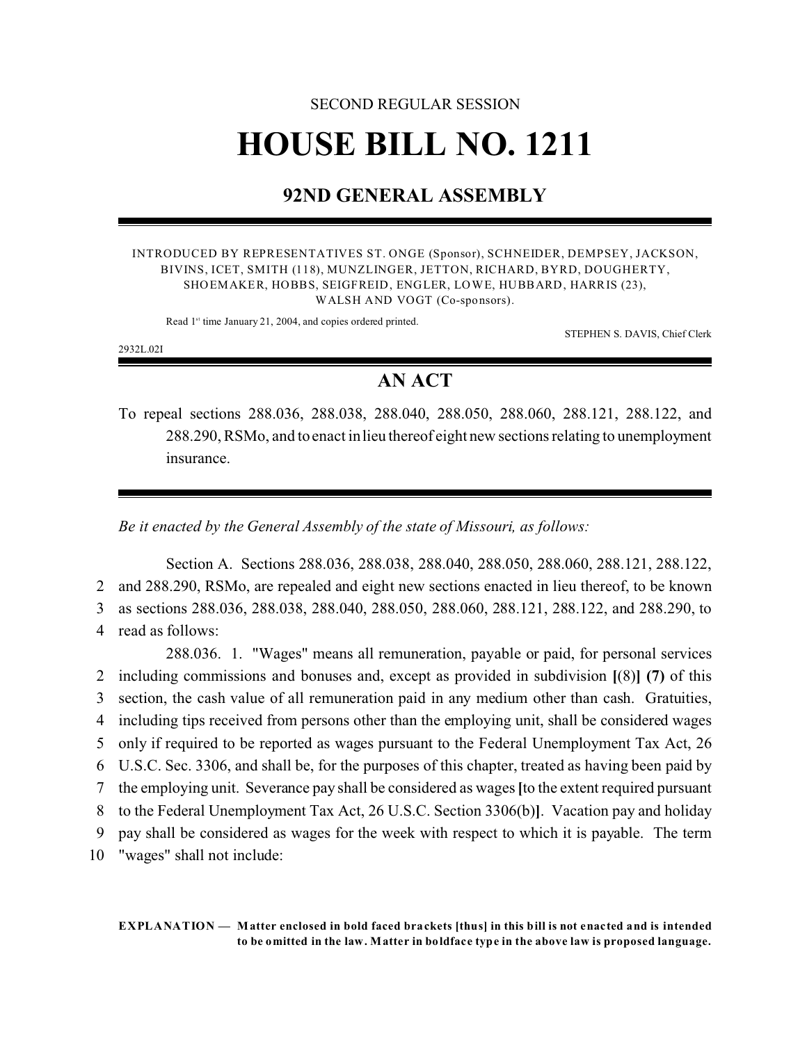SECOND REGULAR SESSION

# HOUSE BILL NO. 1211

## 92ND GENERAL ASSEMBLY

INTRODUCED BY REPRESENTATIVES ST. ONGE (Sponsor), SCHNEIDER, DEMPSEY, JACKSON, BIVINS, ICET, SMITH (118), MUNZLINGER, JETTON, RICHARD, BYRD, DOUGHERTY, SHOEMAKER, HOBBS, SEIGFREID, ENGLER, LOWE, HUBBARD, HARRIS (23), WALSH AND VOGT (Co-sponsors).

Read 1st time January 21, 2004, and copies ordered printed.

STEPHEN S. DAVIS, Chief Clerk

2932L.02I

## AN ACT

To repeal sections 288.036, 288.038, 288.040, 288.050, 288.060, 288.121, 288.122, and 288.290, RSMo, and to enact in lieu thereof eight new sections relating to unemployment insurance.

*Be it enacted by the General Assembly of the state of Missouri, as follows:*

Section A. Sections 288.036, 288.038, 288.040, 288.050, 288.060, 288.121, 288.122,
2 and 288.290, RSMo, are repealed and eight new sections enacted in lieu thereof, to be known
3 as sections 288.036, 288.038, 288.040, 288.050, 288.060, 288.121, 288.122, and 288.290, to
4 read as follows:

288.036. 1. "Wages" means all remuneration, payable or paid, for personal services
2 including commissions and bonuses and, except as provided in subdivision **[**(8)**]** **(7)** of this
3 section, the cash value of all remuneration paid in any medium other than cash. Gratuities,
4 including tips received from persons other than the employing unit, shall be considered wages
5 only if required to be reported as wages pursuant to the Federal Unemployment Tax Act, 26
6 U.S.C. Sec. 3306, and shall be, for the purposes of this chapter, treated as having been paid by
7 the employing unit. Severance pay shall be considered as wages **[**to the extent required pursuant
8 to the Federal Unemployment Tax Act, 26 U.S.C. Section 3306(b)**]**. Vacation pay and holiday
9 pay shall be considered as wages for the week with respect to which it is payable. The term
10 "wages" shall not include:

**EXPLANATION — Matter enclosed in bold faced brackets [thus] in this bill is not enacted and is intended to be omitted in the law. Matter in boldface type in the above law is proposed language.**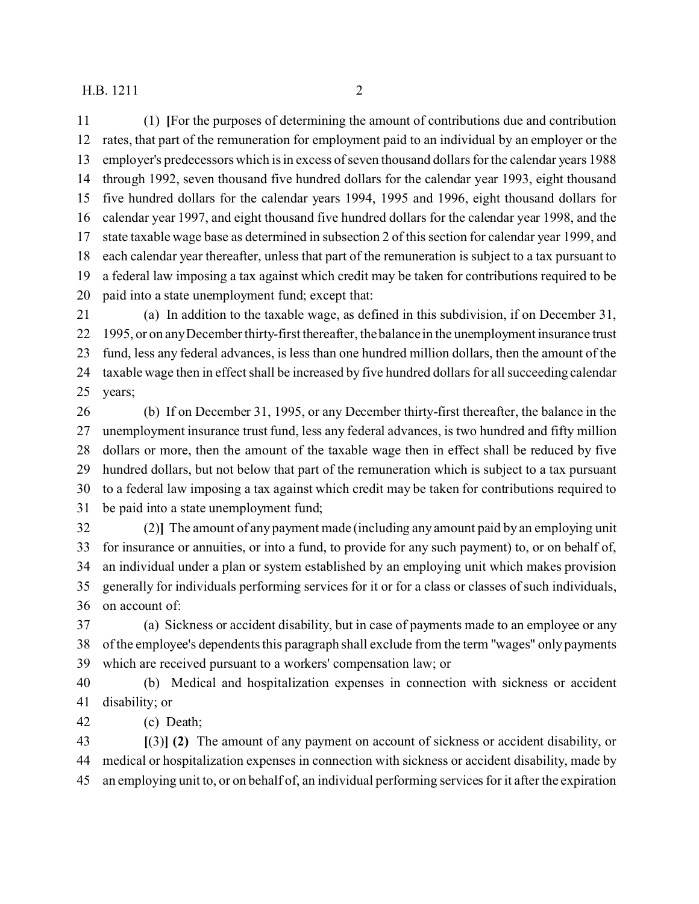(1) **[**For the purposes of determining the amount of contributions due and contribution rates, that part of the remuneration for employment paid to an individual by an employer or the employer's predecessors which is in excess of seven thousand dollars for the calendar years 1988 through 1992, seven thousand five hundred dollars for the calendar year 1993, eight thousand five hundred dollars for the calendar years 1994, 1995 and 1996, eight thousand dollars for calendar year 1997, and eight thousand five hundred dollars for the calendar year 1998, and the state taxable wage base as determined in subsection 2 of this section for calendar year 1999, and each calendar year thereafter, unless that part of the remuneration is subject to a tax pursuant to a federal law imposing a tax against which credit may be taken for contributions required to be paid into a state unemployment fund; except that:

(a) In addition to the taxable wage, as defined in this subdivision, if on December 31, 1995, or on any December thirty-first thereafter, the balance in the unemployment insurance trust fund, less any federal advances, is less than one hundred million dollars, then the amount of the taxable wage then in effect shall be increased by five hundred dollars for all succeeding calendar years;

(b) If on December 31, 1995, or any December thirty-first thereafter, the balance in the unemployment insurance trust fund, less any federal advances, is two hundred and fifty million dollars or more, then the amount of the taxable wage then in effect shall be reduced by five hundred dollars, but not below that part of the remuneration which is subject to a tax pursuant to a federal law imposing a tax against which credit may be taken for contributions required to be paid into a state unemployment fund;

(2)**]** The amount of any payment made (including any amount paid by an employing unit for insurance or annuities, or into a fund, to provide for any such payment) to, or on behalf of, an individual under a plan or system established by an employing unit which makes provision generally for individuals performing services for it or for a class or classes of such individuals, on account of:

(a) Sickness or accident disability, but in case of payments made to an employee or any of the employee's dependents this paragraph shall exclude from the term "wages" only payments which are received pursuant to a workers' compensation law; or

(b) Medical and hospitalization expenses in connection with sickness or accident disability; or

(c) Death;

**[**(3)**] (2)** The amount of any payment on account of sickness or accident disability, or medical or hospitalization expenses in connection with sickness or accident disability, made by an employing unit to, or on behalf of, an individual performing services for it after the expiration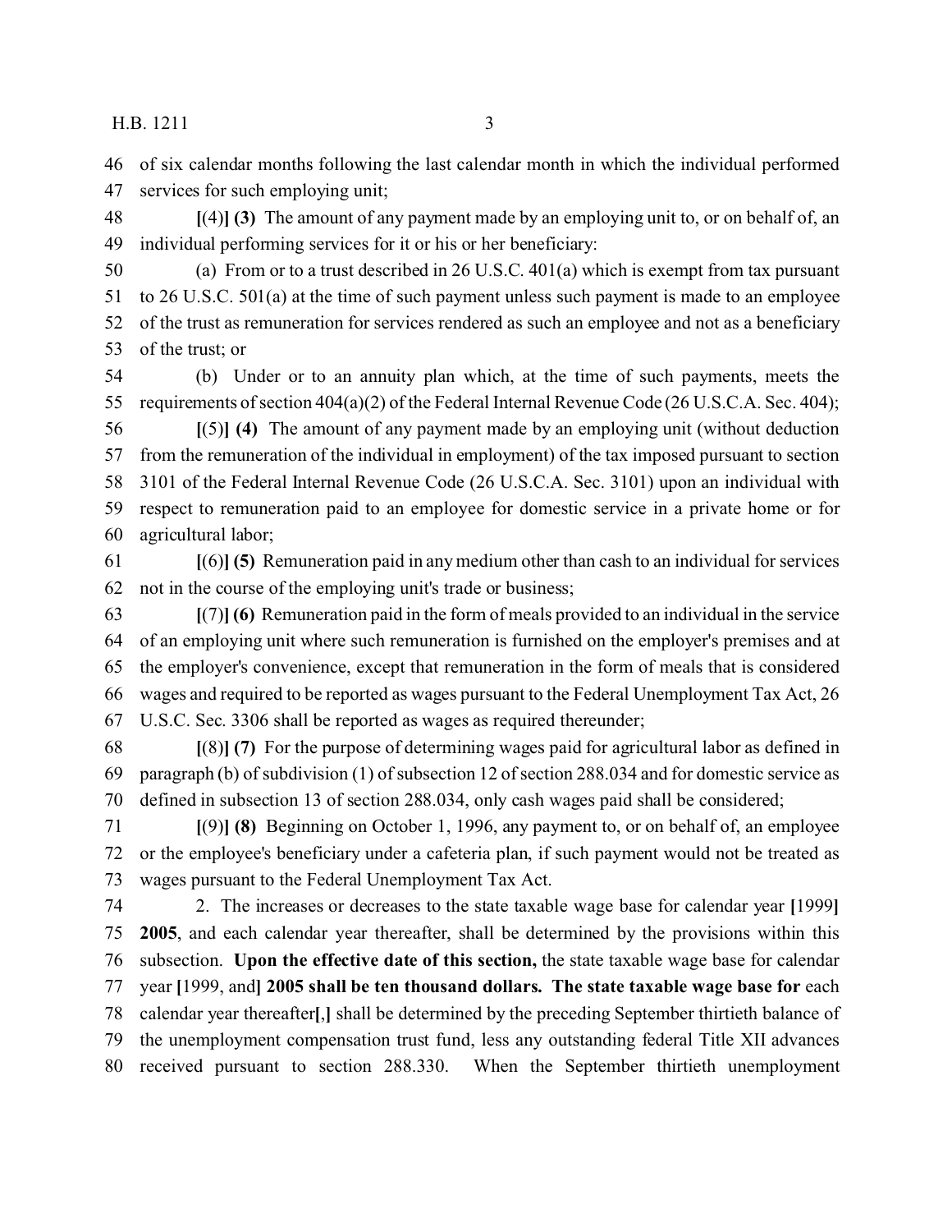46 of six calendar months following the last calendar month in which the individual performed
47 services for such employing unit;

48 **[**(4)**] (3)** The amount of any payment made by an employing unit to, or on behalf of, an
49 individual performing services for it or his or her beneficiary:

50 (a) From or to a trust described in 26 U.S.C. 401(a) which is exempt from tax pursuant
51 to 26 U.S.C. 501(a) at the time of such payment unless such payment is made to an employee
52 of the trust as remuneration for services rendered as such an employee and not as a beneficiary
53 of the trust; or

54 (b) Under or to an annuity plan which, at the time of such payments, meets the
55 requirements of section 404(a)(2) of the Federal Internal Revenue Code (26 U.S.C.A. Sec. 404);

56 **[**(5)**] (4)** The amount of any payment made by an employing unit (without deduction
57 from the remuneration of the individual in employment) of the tax imposed pursuant to section
58 3101 of the Federal Internal Revenue Code (26 U.S.C.A. Sec. 3101) upon an individual with
59 respect to remuneration paid to an employee for domestic service in a private home or for
60 agricultural labor;

61 **[**(6)**] (5)** Remuneration paid in any medium other than cash to an individual for services
62 not in the course of the employing unit's trade or business;

63 **[**(7)**] (6)** Remuneration paid in the form of meals provided to an individual in the service
64 of an employing unit where such remuneration is furnished on the employer's premises and at
65 the employer's convenience, except that remuneration in the form of meals that is considered
66 wages and required to be reported as wages pursuant to the Federal Unemployment Tax Act, 26
67 U.S.C. Sec. 3306 shall be reported as wages as required thereunder;

68 **[**(8)**] (7)** For the purpose of determining wages paid for agricultural labor as defined in
69 paragraph (b) of subdivision (1) of subsection 12 of section 288.034 and for domestic service as
70 defined in subsection 13 of section 288.034, only cash wages paid shall be considered;

71 **[**(9)**] (8)** Beginning on October 1, 1996, any payment to, or on behalf of, an employee
72 or the employee's beneficiary under a cafeteria plan, if such payment would not be treated as
73 wages pursuant to the Federal Unemployment Tax Act.

74 2. The increases or decreases to the state taxable wage base for calendar year **[**1999**]**
75 **2005**, and each calendar year thereafter, shall be determined by the provisions within this
76 subsection. **Upon the effective date of this section,** the state taxable wage base for calendar
77 year **[**1999, and**] 2005 shall be ten thousand dollars. The state taxable wage base for** each
78 calendar year thereafter**[**,**]** shall be determined by the preceding September thirtieth balance of
79 the unemployment compensation trust fund, less any outstanding federal Title XII advances
80 received pursuant to section 288.330. When the September thirtieth unemployment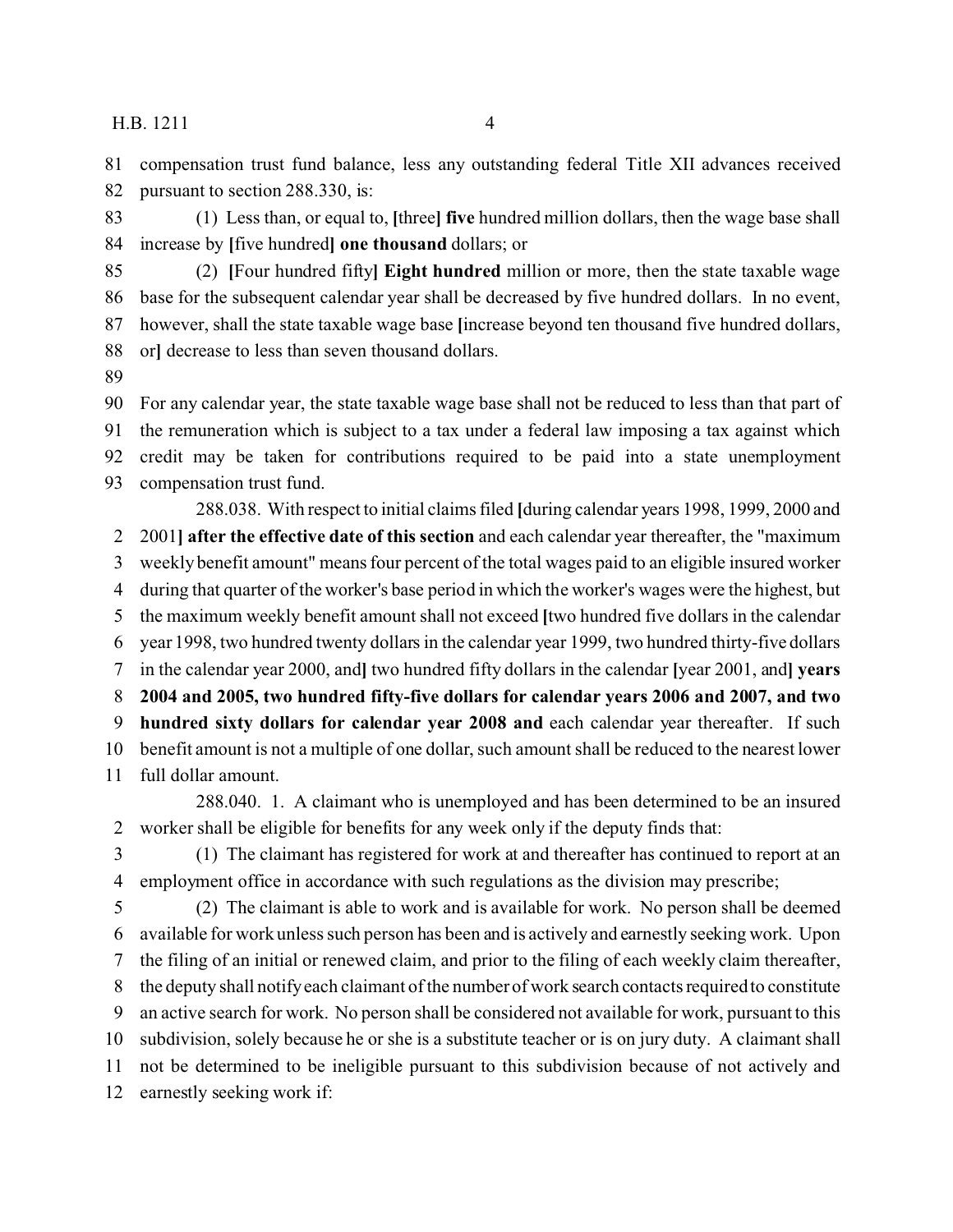compensation trust fund balance, less any outstanding federal Title XII advances received pursuant to section 288.330, is:

(1) Less than, or equal to, [three] **five** hundred million dollars, then the wage base shall increase by [five hundred] **one thousand** dollars; or

(2) [Four hundred fifty] **Eight hundred** million or more, then the state taxable wage base for the subsequent calendar year shall be decreased by five hundred dollars. In no event, however, shall the state taxable wage base [increase beyond ten thousand five hundred dollars, or] decrease to less than seven thousand dollars.

For any calendar year, the state taxable wage base shall not be reduced to less than that part of the remuneration which is subject to a tax under a federal law imposing a tax against which credit may be taken for contributions required to be paid into a state unemployment compensation trust fund.

288.038. With respect to initial claims filed [during calendar years 1998, 1999, 2000 and 2001] **after the effective date of this section** and each calendar year thereafter, the "maximum weekly benefit amount" means four percent of the total wages paid to an eligible insured worker during that quarter of the worker's base period in which the worker's wages were the highest, but the maximum weekly benefit amount shall not exceed [two hundred five dollars in the calendar year 1998, two hundred twenty dollars in the calendar year 1999, two hundred thirty-five dollars in the calendar year 2000, and] two hundred fifty dollars in the calendar [year 2001, and] **years 2004 and 2005, two hundred fifty-five dollars for calendar years 2006 and 2007, and two hundred sixty dollars for calendar year 2008 and** each calendar year thereafter. If such benefit amount is not a multiple of one dollar, such amount shall be reduced to the nearest lower full dollar amount.

288.040. 1. A claimant who is unemployed and has been determined to be an insured worker shall be eligible for benefits for any week only if the deputy finds that:

(1) The claimant has registered for work at and thereafter has continued to report at an employment office in accordance with such regulations as the division may prescribe;

(2) The claimant is able to work and is available for work. No person shall be deemed available for work unless such person has been and is actively and earnestly seeking work. Upon the filing of an initial or renewed claim, and prior to the filing of each weekly claim thereafter, the deputy shall notify each claimant of the number of work search contacts required to constitute an active search for work. No person shall be considered not available for work, pursuant to this subdivision, solely because he or she is a substitute teacher or is on jury duty. A claimant shall not be determined to be ineligible pursuant to this subdivision because of not actively and earnestly seeking work if: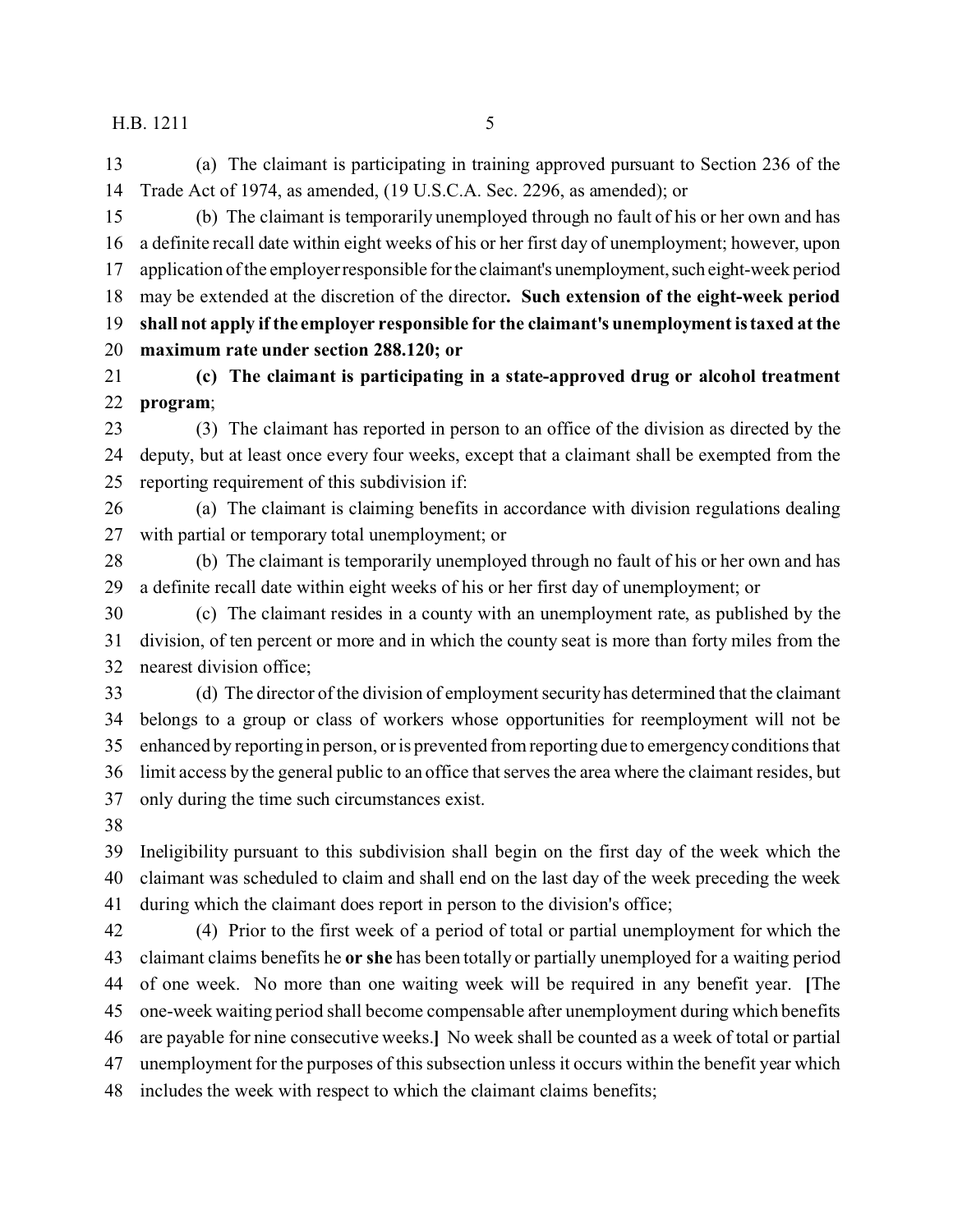(a) The claimant is participating in training approved pursuant to Section 236 of the Trade Act of 1974, as amended, (19 U.S.C.A. Sec. 2296, as amended); or

(b) The claimant is temporarily unemployed through no fault of his or her own and has a definite recall date within eight weeks of his or her first day of unemployment; however, upon application of the employer responsible for the claimant's unemployment, such eight-week period may be extended at the discretion of the director**. Such extension of the eight-week period shall not apply if the employer responsible for the claimant's unemployment is taxed at the maximum rate under section 288.120; or**

**(c) The claimant is participating in a state-approved drug or alcohol treatment program**;

(3) The claimant has reported in person to an office of the division as directed by the deputy, but at least once every four weeks, except that a claimant shall be exempted from the reporting requirement of this subdivision if:

(a) The claimant is claiming benefits in accordance with division regulations dealing with partial or temporary total unemployment; or

(b) The claimant is temporarily unemployed through no fault of his or her own and has a definite recall date within eight weeks of his or her first day of unemployment; or

(c) The claimant resides in a county with an unemployment rate, as published by the division, of ten percent or more and in which the county seat is more than forty miles from the nearest division office;

(d) The director of the division of employment security has determined that the claimant belongs to a group or class of workers whose opportunities for reemployment will not be enhanced by reporting in person, or is prevented from reporting due to emergency conditions that limit access by the general public to an office that serves the area where the claimant resides, but only during the time such circumstances exist.

Ineligibility pursuant to this subdivision shall begin on the first day of the week which the claimant was scheduled to claim and shall end on the last day of the week preceding the week during which the claimant does report in person to the division's office;

(4) Prior to the first week of a period of total or partial unemployment for which the claimant claims benefits he **or she** has been totally or partially unemployed for a waiting period of one week. No more than one waiting week will be required in any benefit year. **[**The one-week waiting period shall become compensable after unemployment during which benefits are payable for nine consecutive weeks.**]** No week shall be counted as a week of total or partial unemployment for the purposes of this subsection unless it occurs within the benefit year which includes the week with respect to which the claimant claims benefits;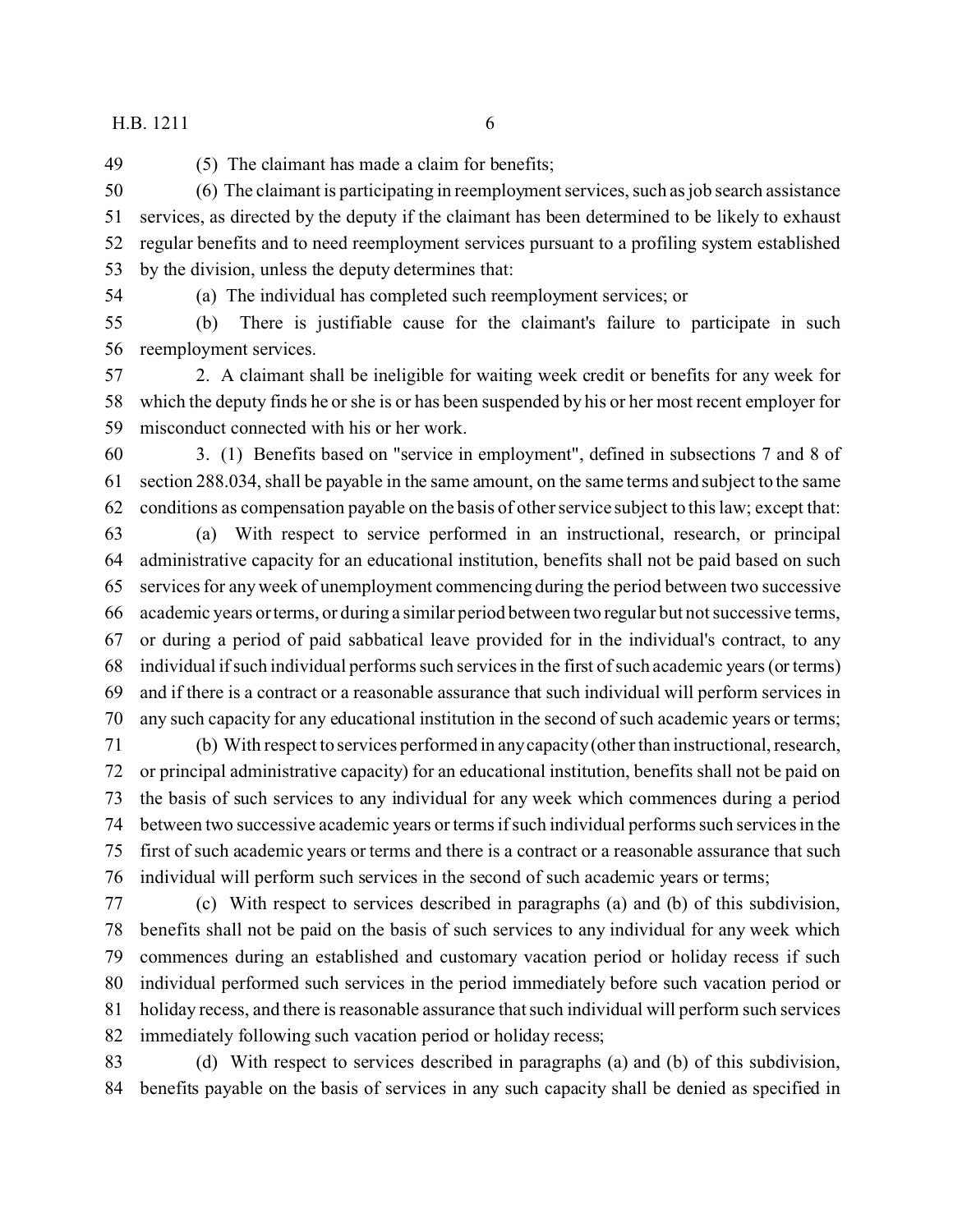(5) The claimant has made a claim for benefits;

(6) The claimant is participating in reemployment services, such as job search assistance services, as directed by the deputy if the claimant has been determined to be likely to exhaust regular benefits and to need reemployment services pursuant to a profiling system established by the division, unless the deputy determines that:

(a) The individual has completed such reemployment services; or

(b) There is justifiable cause for the claimant's failure to participate in such reemployment services.

2. A claimant shall be ineligible for waiting week credit or benefits for any week for which the deputy finds he or she is or has been suspended by his or her most recent employer for misconduct connected with his or her work.

3. (1) Benefits based on "service in employment", defined in subsections 7 and 8 of section 288.034, shall be payable in the same amount, on the same terms and subject to the same conditions as compensation payable on the basis of other service subject to this law; except that:

(a) With respect to service performed in an instructional, research, or principal administrative capacity for an educational institution, benefits shall not be paid based on such services for any week of unemployment commencing during the period between two successive academic years or terms, or during a similar period between two regular but not successive terms, or during a period of paid sabbatical leave provided for in the individual's contract, to any individual if such individual performs such services in the first of such academic years (or terms) and if there is a contract or a reasonable assurance that such individual will perform services in any such capacity for any educational institution in the second of such academic years or terms;

(b) With respect to services performed in any capacity (other than instructional, research, or principal administrative capacity) for an educational institution, benefits shall not be paid on the basis of such services to any individual for any week which commences during a period between two successive academic years or terms if such individual performs such services in the first of such academic years or terms and there is a contract or a reasonable assurance that such individual will perform such services in the second of such academic years or terms;

(c) With respect to services described in paragraphs (a) and (b) of this subdivision, benefits shall not be paid on the basis of such services to any individual for any week which commences during an established and customary vacation period or holiday recess if such individual performed such services in the period immediately before such vacation period or holiday recess, and there is reasonable assurance that such individual will perform such services immediately following such vacation period or holiday recess;

(d) With respect to services described in paragraphs (a) and (b) of this subdivision, benefits payable on the basis of services in any such capacity shall be denied as specified in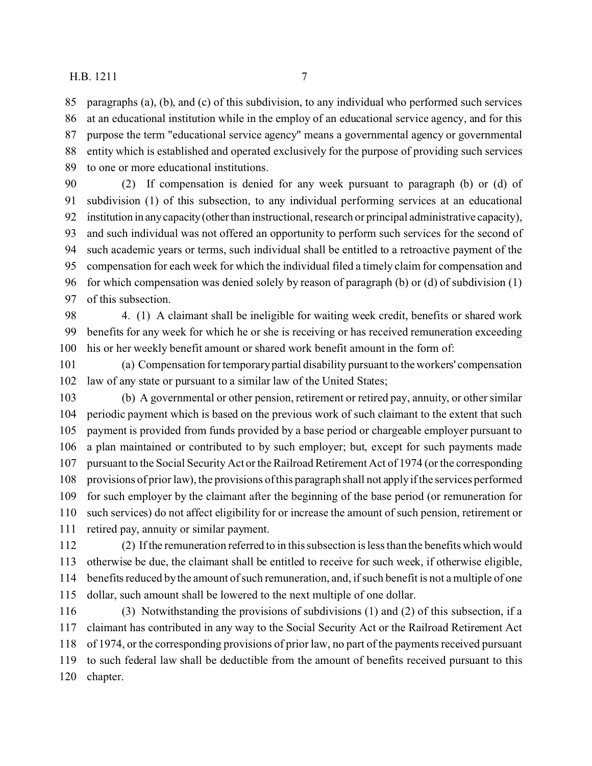paragraphs (a), (b), and (c) of this subdivision, to any individual who performed such services at an educational institution while in the employ of an educational service agency, and for this purpose the term "educational service agency" means a governmental agency or governmental entity which is established and operated exclusively for the purpose of providing such services to one or more educational institutions.

(2) If compensation is denied for any week pursuant to paragraph (b) or (d) of subdivision (1) of this subsection, to any individual performing services at an educational institution in any capacity (other than instructional, research or principal administrative capacity), and such individual was not offered an opportunity to perform such services for the second of such academic years or terms, such individual shall be entitled to a retroactive payment of the compensation for each week for which the individual filed a timely claim for compensation and for which compensation was denied solely by reason of paragraph (b) or (d) of subdivision (1) of this subsection.

4. (1) A claimant shall be ineligible for waiting week credit, benefits or shared work benefits for any week for which he or she is receiving or has received remuneration exceeding his or her weekly benefit amount or shared work benefit amount in the form of:

(a) Compensation for temporary partial disability pursuant to the workers' compensation law of any state or pursuant to a similar law of the United States;

(b) A governmental or other pension, retirement or retired pay, annuity, or other similar periodic payment which is based on the previous work of such claimant to the extent that such payment is provided from funds provided by a base period or chargeable employer pursuant to a plan maintained or contributed to by such employer; but, except for such payments made pursuant to the Social Security Act or the Railroad Retirement Act of 1974 (or the corresponding provisions of prior law), the provisions of this paragraph shall not apply if the services performed for such employer by the claimant after the beginning of the base period (or remuneration for such services) do not affect eligibility for or increase the amount of such pension, retirement or retired pay, annuity or similar payment.

(2) If the remuneration referred to in this subsection is less than the benefits which would otherwise be due, the claimant shall be entitled to receive for such week, if otherwise eligible, benefits reduced by the amount of such remuneration, and, if such benefit is not a multiple of one dollar, such amount shall be lowered to the next multiple of one dollar.

(3) Notwithstanding the provisions of subdivisions (1) and (2) of this subsection, if a claimant has contributed in any way to the Social Security Act or the Railroad Retirement Act of 1974, or the corresponding provisions of prior law, no part of the payments received pursuant to such federal law shall be deductible from the amount of benefits received pursuant to this chapter.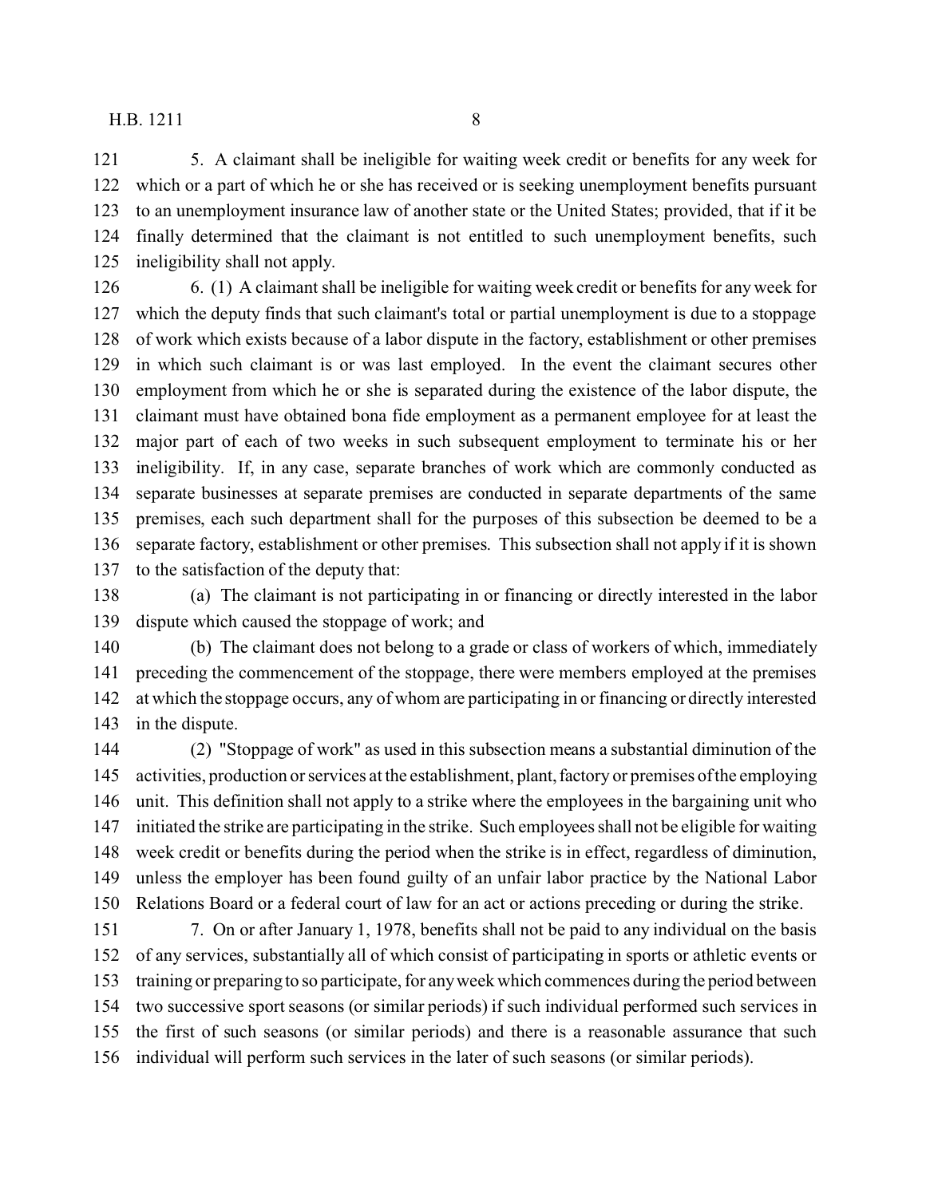5. A claimant shall be ineligible for waiting week credit or benefits for any week for which or a part of which he or she has received or is seeking unemployment benefits pursuant to an unemployment insurance law of another state or the United States; provided, that if it be finally determined that the claimant is not entitled to such unemployment benefits, such ineligibility shall not apply.

6. (1) A claimant shall be ineligible for waiting week credit or benefits for any week for which the deputy finds that such claimant's total or partial unemployment is due to a stoppage of work which exists because of a labor dispute in the factory, establishment or other premises in which such claimant is or was last employed. In the event the claimant secures other employment from which he or she is separated during the existence of the labor dispute, the claimant must have obtained bona fide employment as a permanent employee for at least the major part of each of two weeks in such subsequent employment to terminate his or her ineligibility. If, in any case, separate branches of work which are commonly conducted as separate businesses at separate premises are conducted in separate departments of the same premises, each such department shall for the purposes of this subsection be deemed to be a separate factory, establishment or other premises. This subsection shall not apply if it is shown to the satisfaction of the deputy that:

(a) The claimant is not participating in or financing or directly interested in the labor dispute which caused the stoppage of work; and

(b) The claimant does not belong to a grade or class of workers of which, immediately preceding the commencement of the stoppage, there were members employed at the premises at which the stoppage occurs, any of whom are participating in or financing or directly interested in the dispute.

(2) "Stoppage of work" as used in this subsection means a substantial diminution of the activities, production or services at the establishment, plant, factory or premises of the employing unit. This definition shall not apply to a strike where the employees in the bargaining unit who initiated the strike are participating in the strike. Such employees shall not be eligible for waiting week credit or benefits during the period when the strike is in effect, regardless of diminution, unless the employer has been found guilty of an unfair labor practice by the National Labor Relations Board or a federal court of law for an act or actions preceding or during the strike.

7. On or after January 1, 1978, benefits shall not be paid to any individual on the basis of any services, substantially all of which consist of participating in sports or athletic events or training or preparing to so participate, for any week which commences during the period between two successive sport seasons (or similar periods) if such individual performed such services in the first of such seasons (or similar periods) and there is a reasonable assurance that such individual will perform such services in the later of such seasons (or similar periods).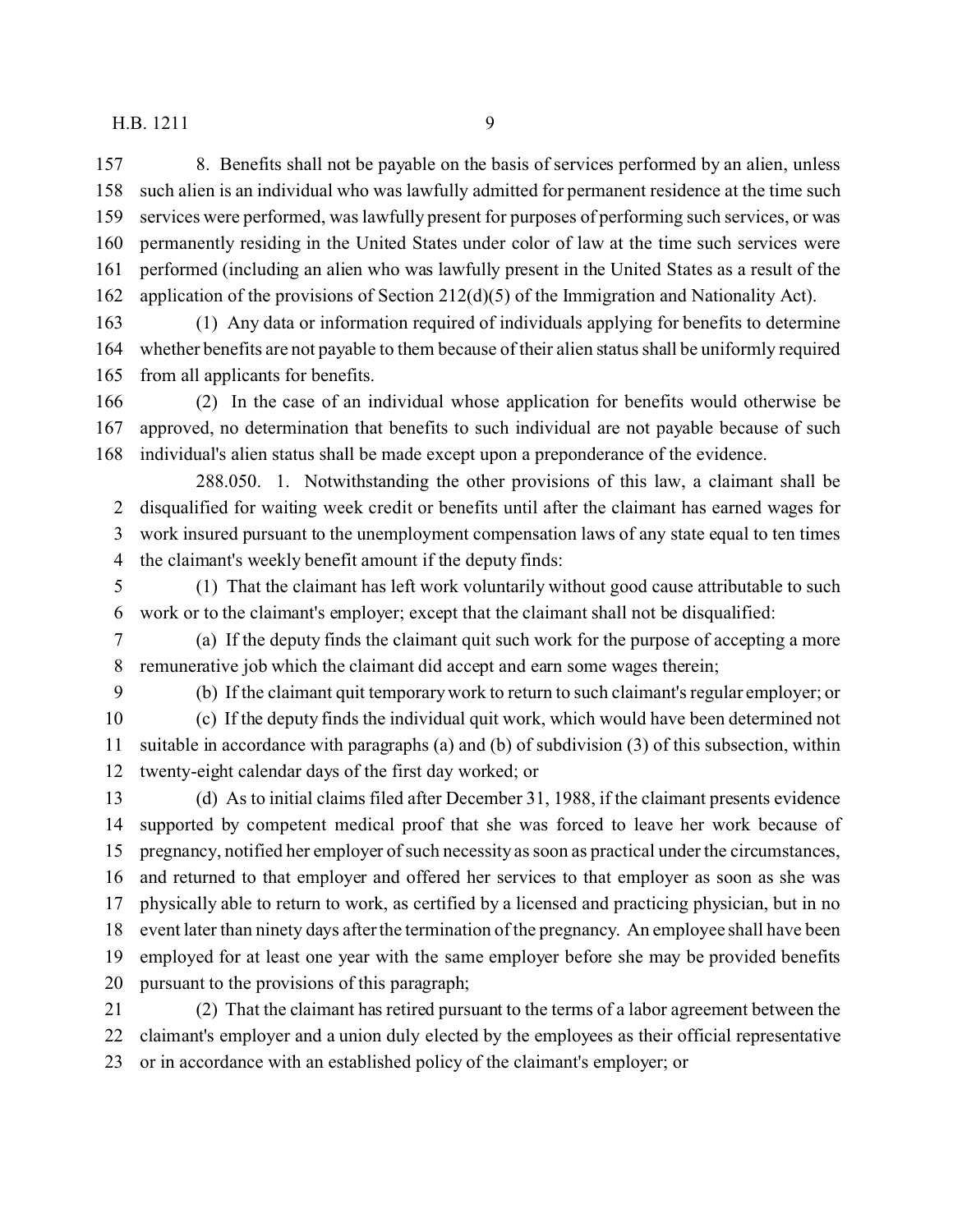8. Benefits shall not be payable on the basis of services performed by an alien, unless such alien is an individual who was lawfully admitted for permanent residence at the time such services were performed, was lawfully present for purposes of performing such services, or was permanently residing in the United States under color of law at the time such services were performed (including an alien who was lawfully present in the United States as a result of the application of the provisions of Section 212(d)(5) of the Immigration and Nationality Act).

(1) Any data or information required of individuals applying for benefits to determine whether benefits are not payable to them because of their alien status shall be uniformly required from all applicants for benefits.

(2) In the case of an individual whose application for benefits would otherwise be approved, no determination that benefits to such individual are not payable because of such individual's alien status shall be made except upon a preponderance of the evidence.

288.050. 1. Notwithstanding the other provisions of this law, a claimant shall be disqualified for waiting week credit or benefits until after the claimant has earned wages for work insured pursuant to the unemployment compensation laws of any state equal to ten times the claimant's weekly benefit amount if the deputy finds:

(1) That the claimant has left work voluntarily without good cause attributable to such work or to the claimant's employer; except that the claimant shall not be disqualified:

(a) If the deputy finds the claimant quit such work for the purpose of accepting a more remunerative job which the claimant did accept and earn some wages therein;

(b) If the claimant quit temporary work to return to such claimant's regular employer; or

(c) If the deputy finds the individual quit work, which would have been determined not suitable in accordance with paragraphs (a) and (b) of subdivision (3) of this subsection, within twenty-eight calendar days of the first day worked; or

(d) As to initial claims filed after December 31, 1988, if the claimant presents evidence supported by competent medical proof that she was forced to leave her work because of pregnancy, notified her employer of such necessity as soon as practical under the circumstances, and returned to that employer and offered her services to that employer as soon as she was physically able to return to work, as certified by a licensed and practicing physician, but in no event later than ninety days after the termination of the pregnancy. An employee shall have been employed for at least one year with the same employer before she may be provided benefits pursuant to the provisions of this paragraph;

(2) That the claimant has retired pursuant to the terms of a labor agreement between the claimant's employer and a union duly elected by the employees as their official representative or in accordance with an established policy of the claimant's employer; or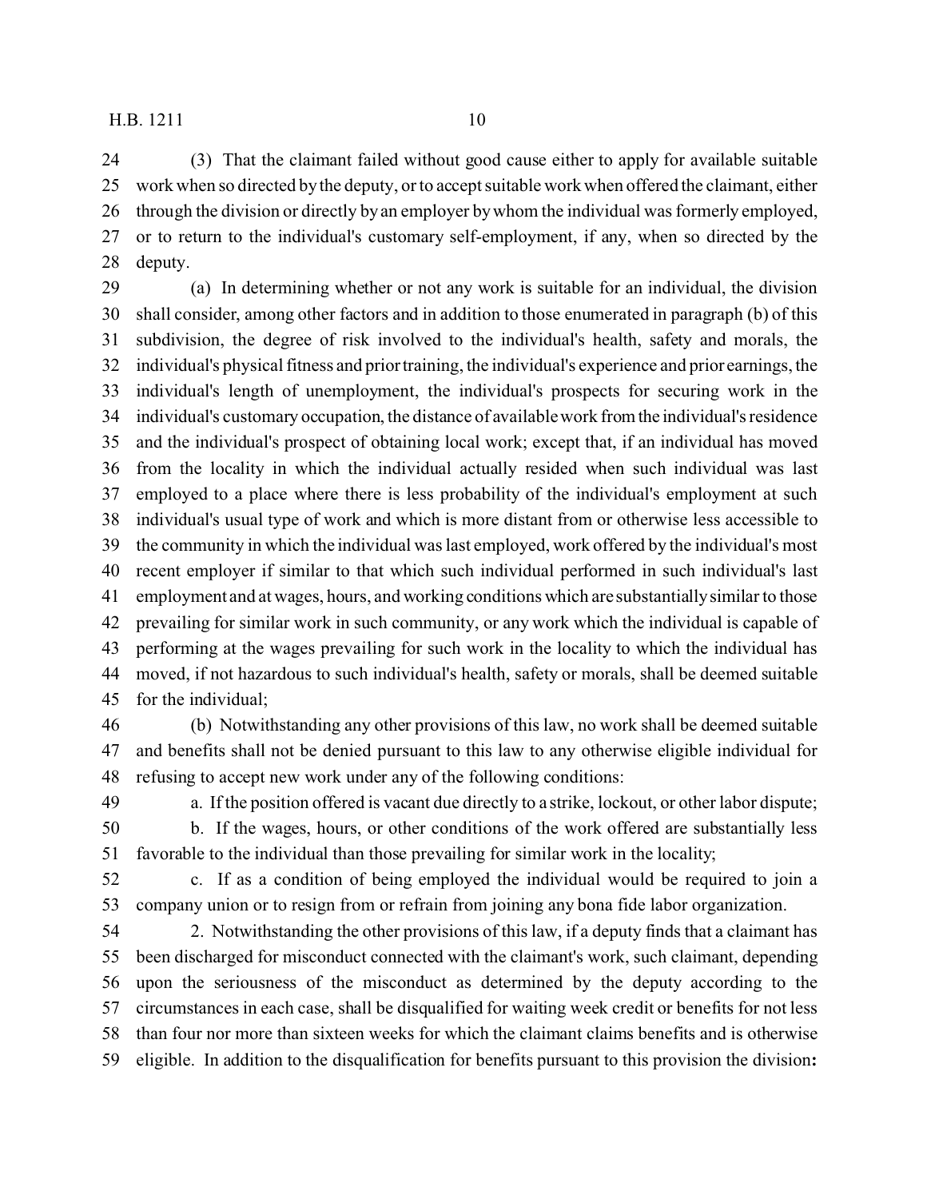(3) That the claimant failed without good cause either to apply for available suitable work when so directed by the deputy, or to accept suitable work when offered the claimant, either through the division or directly by an employer by whom the individual was formerly employed, or to return to the individual's customary self-employment, if any, when so directed by the deputy.

(a) In determining whether or not any work is suitable for an individual, the division shall consider, among other factors and in addition to those enumerated in paragraph (b) of this subdivision, the degree of risk involved to the individual's health, safety and morals, the individual's physical fitness and prior training, the individual's experience and prior earnings, the individual's length of unemployment, the individual's prospects for securing work in the individual's customary occupation, the distance of available work from the individual's residence and the individual's prospect of obtaining local work; except that, if an individual has moved from the locality in which the individual actually resided when such individual was last employed to a place where there is less probability of the individual's employment at such individual's usual type of work and which is more distant from or otherwise less accessible to the community in which the individual was last employed, work offered by the individual's most recent employer if similar to that which such individual performed in such individual's last employment and at wages, hours, and working conditions which are substantially similar to those prevailing for similar work in such community, or any work which the individual is capable of performing at the wages prevailing for such work in the locality to which the individual has moved, if not hazardous to such individual's health, safety or morals, shall be deemed suitable for the individual;

(b) Notwithstanding any other provisions of this law, no work shall be deemed suitable and benefits shall not be denied pursuant to this law to any otherwise eligible individual for refusing to accept new work under any of the following conditions:

a. If the position offered is vacant due directly to a strike, lockout, or other labor dispute;

b. If the wages, hours, or other conditions of the work offered are substantially less favorable to the individual than those prevailing for similar work in the locality;

c. If as a condition of being employed the individual would be required to join a company union or to resign from or refrain from joining any bona fide labor organization.

2. Notwithstanding the other provisions of this law, if a deputy finds that a claimant has been discharged for misconduct connected with the claimant's work, such claimant, depending upon the seriousness of the misconduct as determined by the deputy according to the circumstances in each case, shall be disqualified for waiting week credit or benefits for not less than four nor more than sixteen weeks for which the claimant claims benefits and is otherwise eligible. In addition to the disqualification for benefits pursuant to this provision the division**:**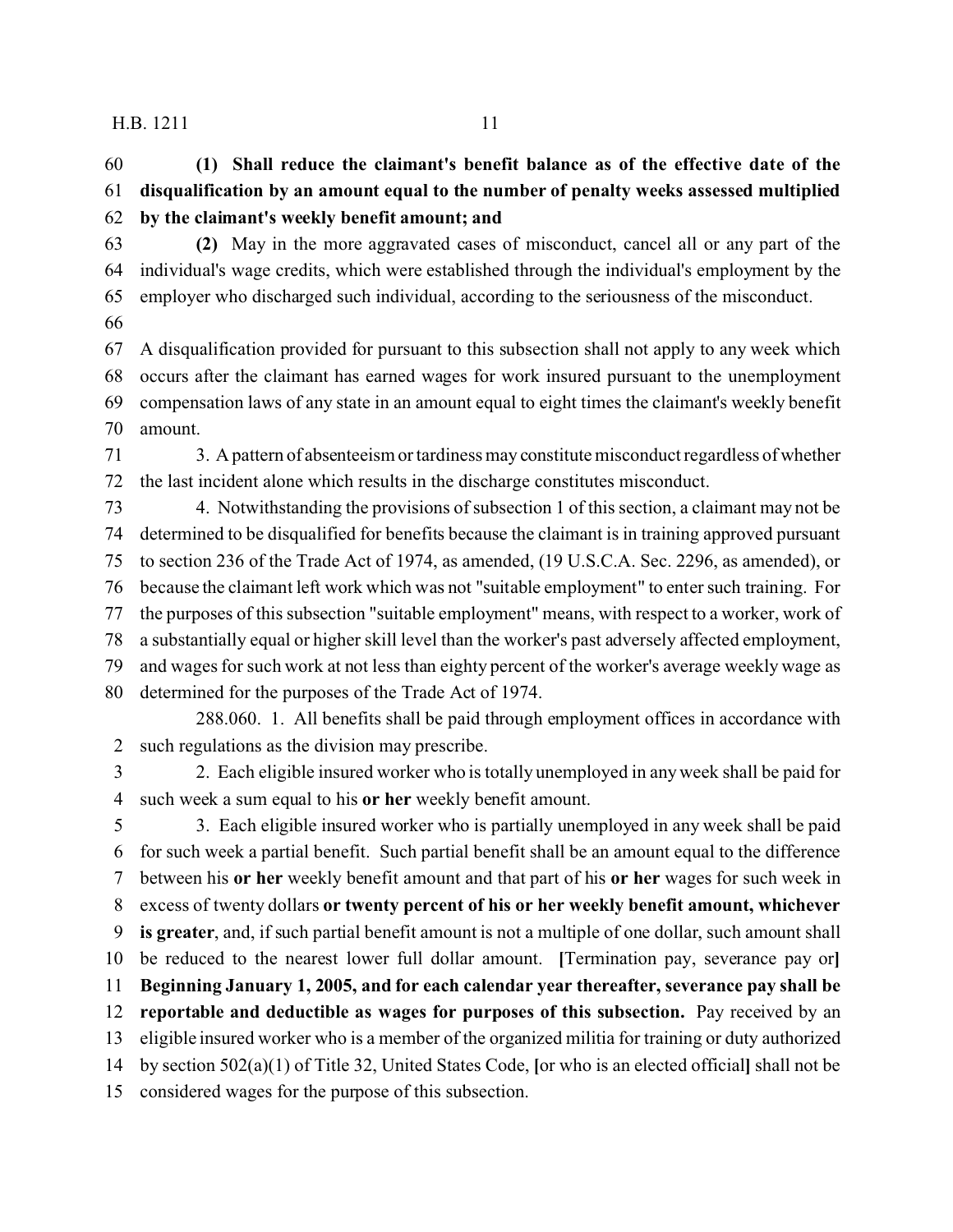**(1) Shall reduce the claimant's benefit balance as of the effective date of the disqualification by an amount equal to the number of penalty weeks assessed multiplied by the claimant's weekly benefit amount; and**

**(2)** May in the more aggravated cases of misconduct, cancel all or any part of the individual's wage credits, which were established through the individual's employment by the employer who discharged such individual, according to the seriousness of the misconduct.

A disqualification provided for pursuant to this subsection shall not apply to any week which occurs after the claimant has earned wages for work insured pursuant to the unemployment compensation laws of any state in an amount equal to eight times the claimant's weekly benefit amount.

3. A pattern of absenteeism or tardiness may constitute misconduct regardless of whether the last incident alone which results in the discharge constitutes misconduct.

4. Notwithstanding the provisions of subsection 1 of this section, a claimant may not be determined to be disqualified for benefits because the claimant is in training approved pursuant to section 236 of the Trade Act of 1974, as amended, (19 U.S.C.A. Sec. 2296, as amended), or because the claimant left work which was not "suitable employment" to enter such training. For the purposes of this subsection "suitable employment" means, with respect to a worker, work of a substantially equal or higher skill level than the worker's past adversely affected employment, and wages for such work at not less than eighty percent of the worker's average weekly wage as determined for the purposes of the Trade Act of 1974.

288.060. 1. All benefits shall be paid through employment offices in accordance with such regulations as the division may prescribe.

2. Each eligible insured worker who is totally unemployed in any week shall be paid for such week a sum equal to his **or her** weekly benefit amount.

3. Each eligible insured worker who is partially unemployed in any week shall be paid for such week a partial benefit. Such partial benefit shall be an amount equal to the difference between his **or her** weekly benefit amount and that part of his **or her** wages for such week in excess of twenty dollars **or twenty percent of his or her weekly benefit amount, whichever is greater**, and, if such partial benefit amount is not a multiple of one dollar, such amount shall be reduced to the nearest lower full dollar amount. **[**Termination pay, severance pay or**]** **Beginning January 1, 2005, and for each calendar year thereafter, severance pay shall be reportable and deductible as wages for purposes of this subsection.** Pay received by an eligible insured worker who is a member of the organized militia for training or duty authorized by section 502(a)(1) of Title 32, United States Code, **[**or who is an elected official**]** shall not be considered wages for the purpose of this subsection.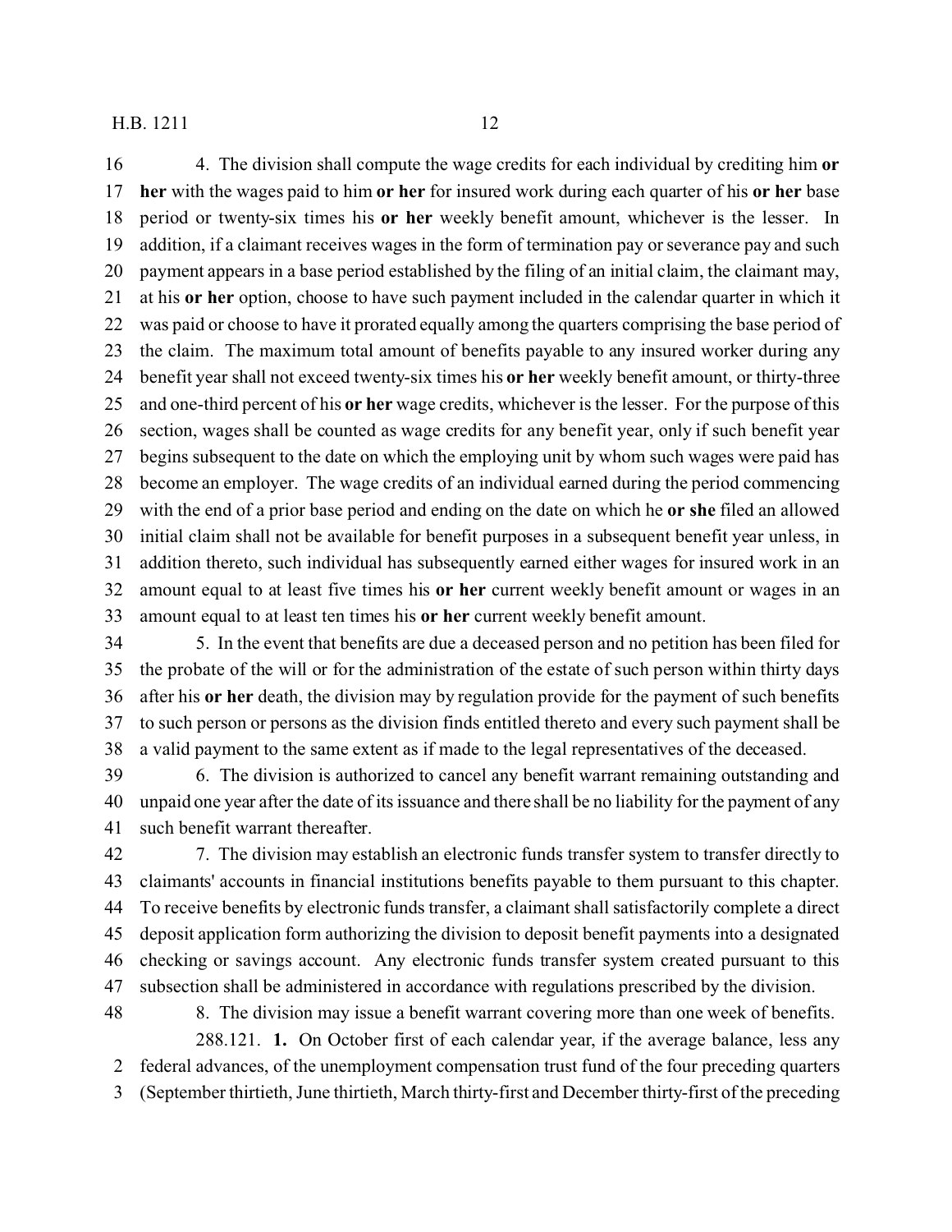4. The division shall compute the wage credits for each individual by crediting him **or her** with the wages paid to him **or her** for insured work during each quarter of his **or her** base period or twenty-six times his **or her** weekly benefit amount, whichever is the lesser. In addition, if a claimant receives wages in the form of termination pay or severance pay and such payment appears in a base period established by the filing of an initial claim, the claimant may, at his **or her** option, choose to have such payment included in the calendar quarter in which it was paid or choose to have it prorated equally among the quarters comprising the base period of the claim. The maximum total amount of benefits payable to any insured worker during any benefit year shall not exceed twenty-six times his **or her** weekly benefit amount, or thirty-three and one-third percent of his **or her** wage credits, whichever is the lesser. For the purpose of this section, wages shall be counted as wage credits for any benefit year, only if such benefit year begins subsequent to the date on which the employing unit by whom such wages were paid has become an employer. The wage credits of an individual earned during the period commencing with the end of a prior base period and ending on the date on which he **or she** filed an allowed initial claim shall not be available for benefit purposes in a subsequent benefit year unless, in addition thereto, such individual has subsequently earned either wages for insured work in an amount equal to at least five times his **or her** current weekly benefit amount or wages in an amount equal to at least ten times his **or her** current weekly benefit amount.

5. In the event that benefits are due a deceased person and no petition has been filed for the probate of the will or for the administration of the estate of such person within thirty days after his **or her** death, the division may by regulation provide for the payment of such benefits to such person or persons as the division finds entitled thereto and every such payment shall be a valid payment to the same extent as if made to the legal representatives of the deceased.

6. The division is authorized to cancel any benefit warrant remaining outstanding and unpaid one year after the date of its issuance and there shall be no liability for the payment of any such benefit warrant thereafter.

7. The division may establish an electronic funds transfer system to transfer directly to claimants' accounts in financial institutions benefits payable to them pursuant to this chapter. To receive benefits by electronic funds transfer, a claimant shall satisfactorily complete a direct deposit application form authorizing the division to deposit benefit payments into a designated checking or savings account. Any electronic funds transfer system created pursuant to this subsection shall be administered in accordance with regulations prescribed by the division.

8. The division may issue a benefit warrant covering more than one week of benefits.

288.121. **1.** On October first of each calendar year, if the average balance, less any federal advances, of the unemployment compensation trust fund of the four preceding quarters (September thirtieth, June thirtieth, March thirty-first and December thirty-first of the preceding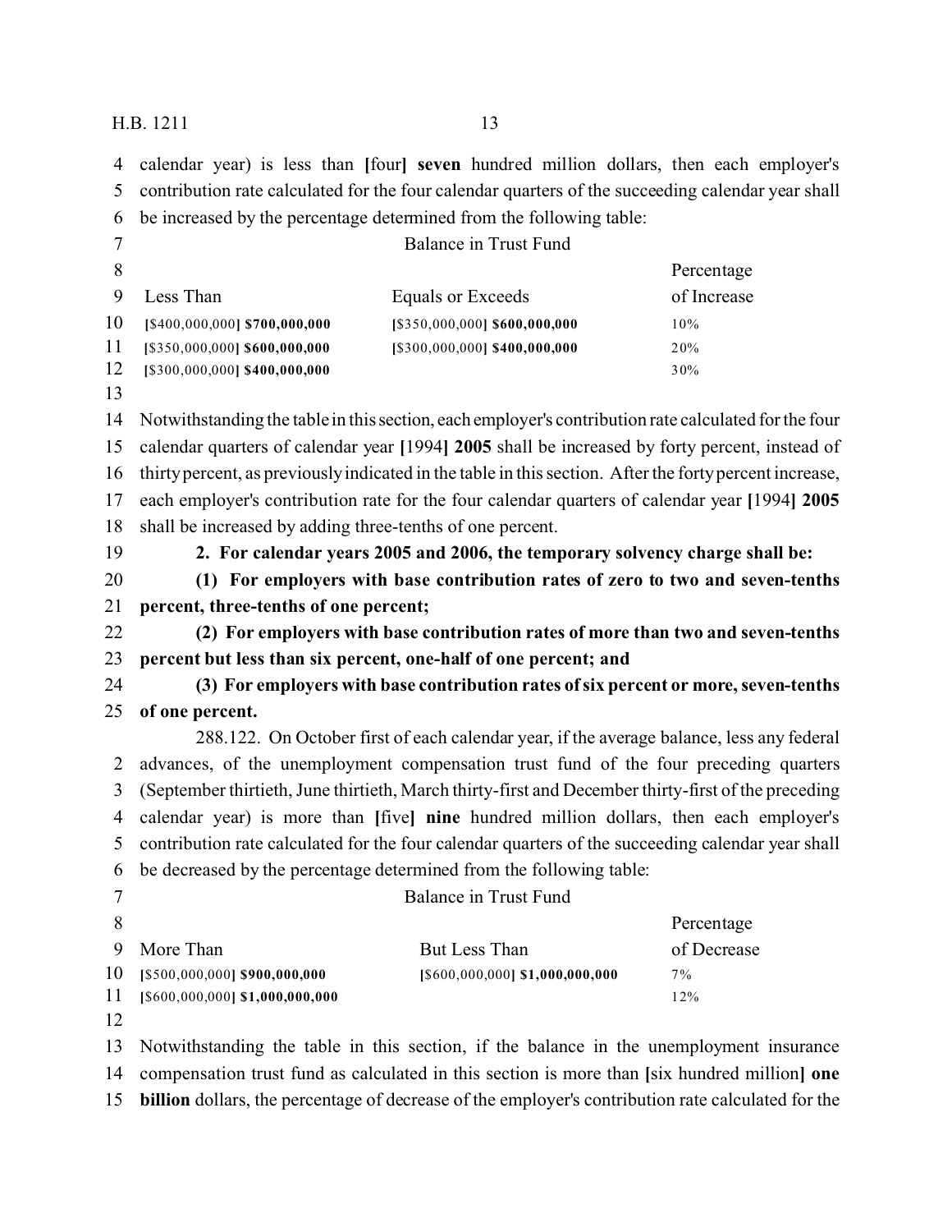calendar year) is less than **[**four**]** **seven** hundred million dollars, then each employer's contribution rate calculated for the four calendar quarters of the succeeding calendar year shall be increased by the percentage determined from the following table:

| Balance in Trust Fund | | |
|---|---|---|
| Less Than | Equals or Exceeds | Percentage of Increase |
| [$400,000,000] **$700,000,000** | [$350,000,000] **$600,000,000** | 10% |
| [$350,000,000] **$600,000,000** | [$300,000,000] **$400,000,000** | 20% |
| [$300,000,000] **$400,000,000** | | 30% |

Notwithstanding the table in this section, each employer's contribution rate calculated for the four calendar quarters of calendar year **[**1994**]** **2005** shall be increased by forty percent, instead of thirty percent, as previously indicated in the table in this section. After the forty percent increase, each employer's contribution rate for the four calendar quarters of calendar year **[**1994**]** **2005** shall be increased by adding three-tenths of one percent.

**2. For calendar years 2005 and 2006, the temporary solvency charge shall be:**

**(1) For employers with base contribution rates of zero to two and seven-tenths percent, three-tenths of one percent;**

**(2) For employers with base contribution rates of more than two and seven-tenths percent but less than six percent, one-half of one percent; and**

**(3) For employers with base contribution rates of six percent or more, seven-tenths of one percent.**

288.122. On October first of each calendar year, if the average balance, less any federal advances, of the unemployment compensation trust fund of the four preceding quarters (September thirtieth, June thirtieth, March thirty-first and December thirty-first of the preceding calendar year) is more than **[**five**]** **nine** hundred million dollars, then each employer's contribution rate calculated for the four calendar quarters of the succeeding calendar year shall be decreased by the percentage determined from the following table:

| Balance in Trust Fund | | |
|---|---|---|
| More Than | But Less Than | Percentage of Decrease |
| [$500,000,000] **$900,000,000** | [$600,000,000] **$1,000,000,000** | 7% |
| [$600,000,000] **$1,000,000,000** | | 12% |

Notwithstanding the table in this section, if the balance in the unemployment insurance compensation trust fund as calculated in this section is more than **[**six hundred million**]** **one billion** dollars, the percentage of decrease of the employer's contribution rate calculated for the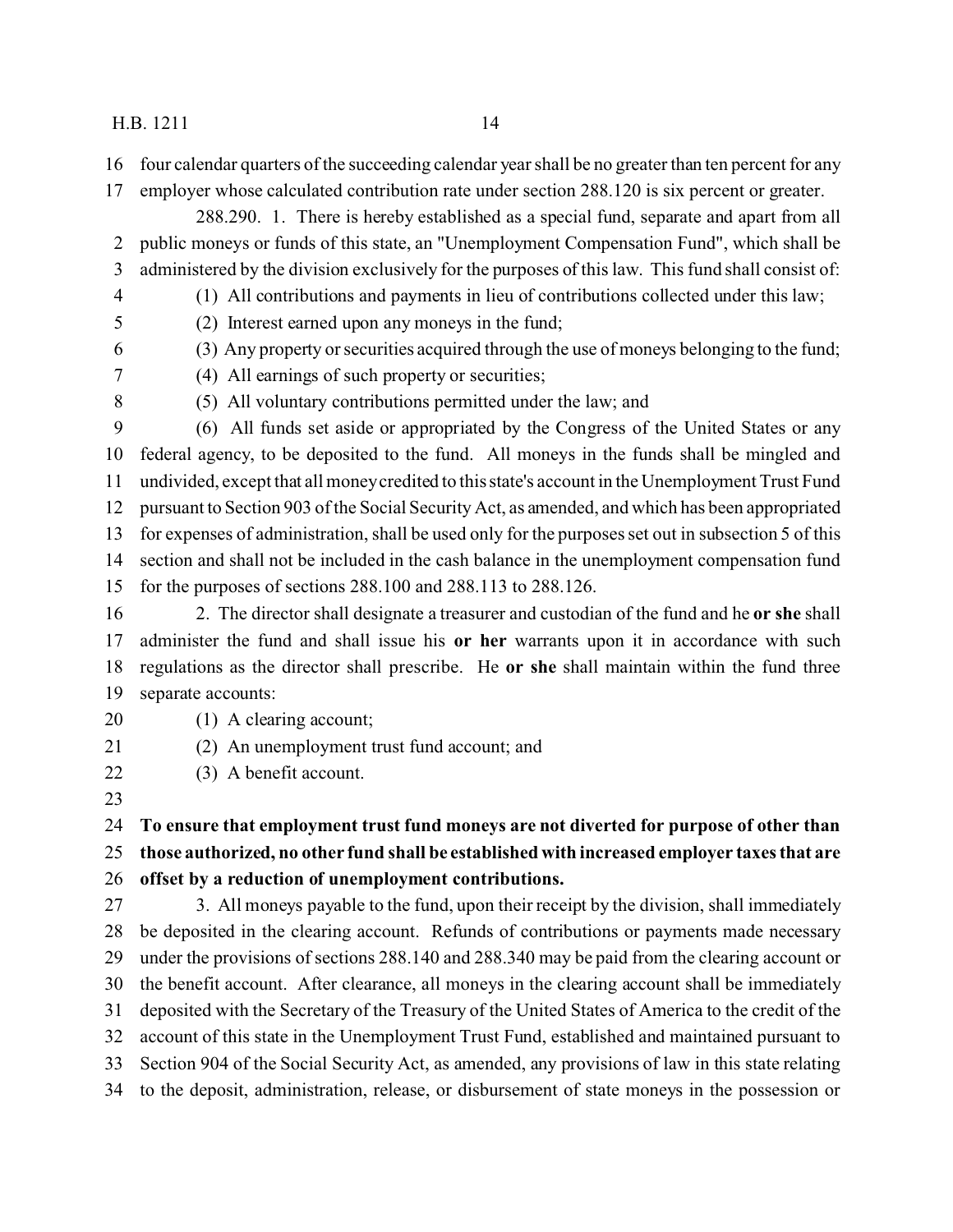four calendar quarters of the succeeding calendar year shall be no greater than ten percent for any employer whose calculated contribution rate under section 288.120 is six percent or greater.

288.290. 1. There is hereby established as a special fund, separate and apart from all public moneys or funds of this state, an "Unemployment Compensation Fund", which shall be administered by the division exclusively for the purposes of this law. This fund shall consist of:

(1) All contributions and payments in lieu of contributions collected under this law;

(2) Interest earned upon any moneys in the fund;

(3) Any property or securities acquired through the use of moneys belonging to the fund;

(4) All earnings of such property or securities;

(5) All voluntary contributions permitted under the law; and

(6) All funds set aside or appropriated by the Congress of the United States or any federal agency, to be deposited to the fund. All moneys in the funds shall be mingled and undivided, except that all money credited to this state's account in the Unemployment Trust Fund pursuant to Section 903 of the Social Security Act, as amended, and which has been appropriated for expenses of administration, shall be used only for the purposes set out in subsection 5 of this section and shall not be included in the cash balance in the unemployment compensation fund for the purposes of sections 288.100 and 288.113 to 288.126.

2. The director shall designate a treasurer and custodian of the fund and he **or she** shall administer the fund and shall issue his **or her** warrants upon it in accordance with such regulations as the director shall prescribe. He **or she** shall maintain within the fund three separate accounts:

(1) A clearing account;

(2) An unemployment trust fund account; and

(3) A benefit account.

**To ensure that employment trust fund moneys are not diverted for purpose of other than those authorized, no other fund shall be established with increased employer taxes that are offset by a reduction of unemployment contributions.**

3. All moneys payable to the fund, upon their receipt by the division, shall immediately be deposited in the clearing account. Refunds of contributions or payments made necessary under the provisions of sections 288.140 and 288.340 may be paid from the clearing account or the benefit account. After clearance, all moneys in the clearing account shall be immediately deposited with the Secretary of the Treasury of the United States of America to the credit of the account of this state in the Unemployment Trust Fund, established and maintained pursuant to Section 904 of the Social Security Act, as amended, any provisions of law in this state relating to the deposit, administration, release, or disbursement of state moneys in the possession or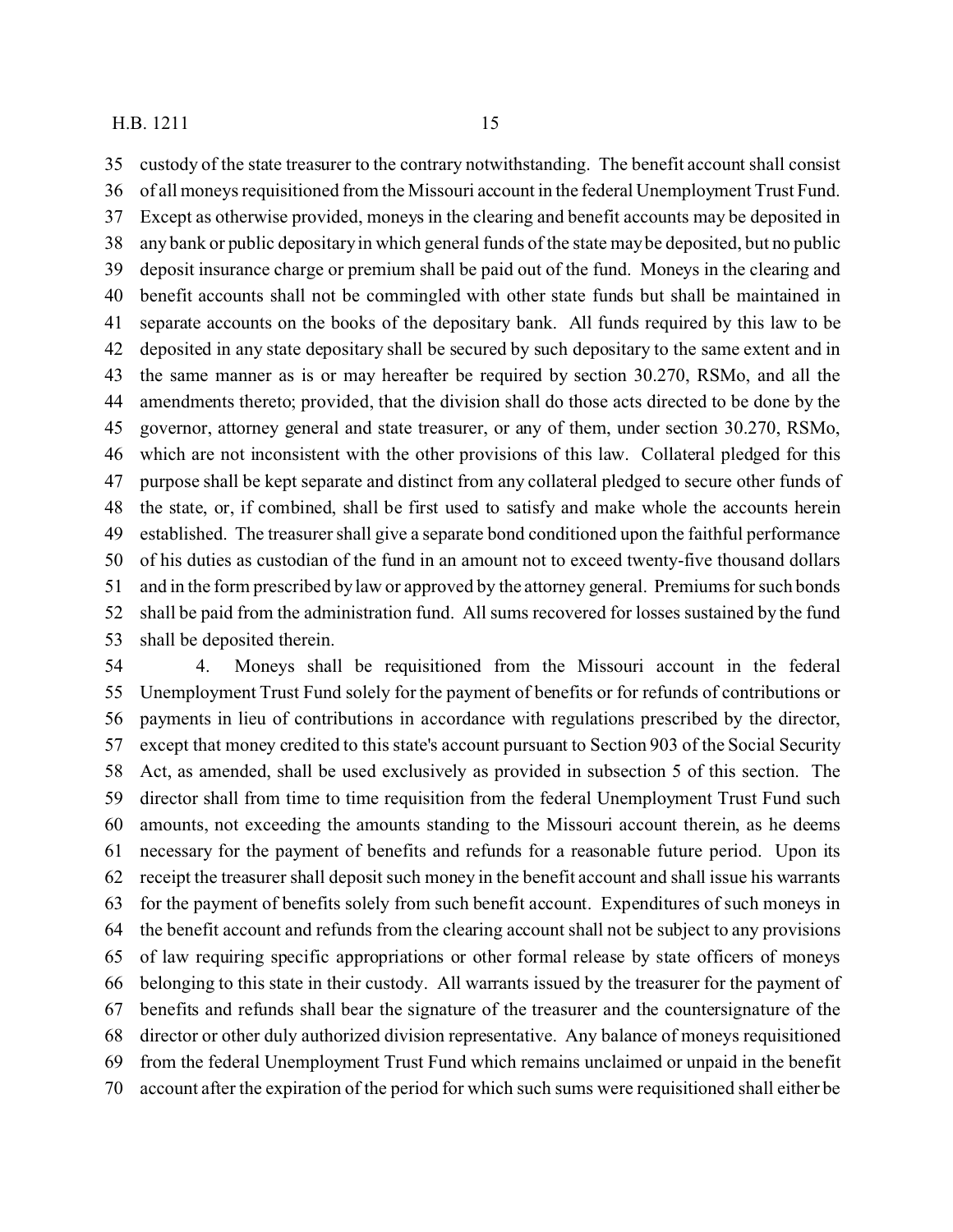custody of the state treasurer to the contrary notwithstanding. The benefit account shall consist of all moneys requisitioned from the Missouri account in the federal Unemployment Trust Fund. Except as otherwise provided, moneys in the clearing and benefit accounts may be deposited in any bank or public depositary in which general funds of the state may be deposited, but no public deposit insurance charge or premium shall be paid out of the fund. Moneys in the clearing and benefit accounts shall not be commingled with other state funds but shall be maintained in separate accounts on the books of the depositary bank. All funds required by this law to be deposited in any state depositary shall be secured by such depositary to the same extent and in the same manner as is or may hereafter be required by section 30.270, RSMo, and all the amendments thereto; provided, that the division shall do those acts directed to be done by the governor, attorney general and state treasurer, or any of them, under section 30.270, RSMo, which are not inconsistent with the other provisions of this law. Collateral pledged for this purpose shall be kept separate and distinct from any collateral pledged to secure other funds of the state, or, if combined, shall be first used to satisfy and make whole the accounts herein established. The treasurer shall give a separate bond conditioned upon the faithful performance of his duties as custodian of the fund in an amount not to exceed twenty-five thousand dollars and in the form prescribed by law or approved by the attorney general. Premiums for such bonds shall be paid from the administration fund. All sums recovered for losses sustained by the fund shall be deposited therein.

4. Moneys shall be requisitioned from the Missouri account in the federal Unemployment Trust Fund solely for the payment of benefits or for refunds of contributions or payments in lieu of contributions in accordance with regulations prescribed by the director, except that money credited to this state's account pursuant to Section 903 of the Social Security Act, as amended, shall be used exclusively as provided in subsection 5 of this section. The director shall from time to time requisition from the federal Unemployment Trust Fund such amounts, not exceeding the amounts standing to the Missouri account therein, as he deems necessary for the payment of benefits and refunds for a reasonable future period. Upon its receipt the treasurer shall deposit such money in the benefit account and shall issue his warrants for the payment of benefits solely from such benefit account. Expenditures of such moneys in the benefit account and refunds from the clearing account shall not be subject to any provisions of law requiring specific appropriations or other formal release by state officers of moneys belonging to this state in their custody. All warrants issued by the treasurer for the payment of benefits and refunds shall bear the signature of the treasurer and the countersignature of the director or other duly authorized division representative. Any balance of moneys requisitioned from the federal Unemployment Trust Fund which remains unclaimed or unpaid in the benefit account after the expiration of the period for which such sums were requisitioned shall either be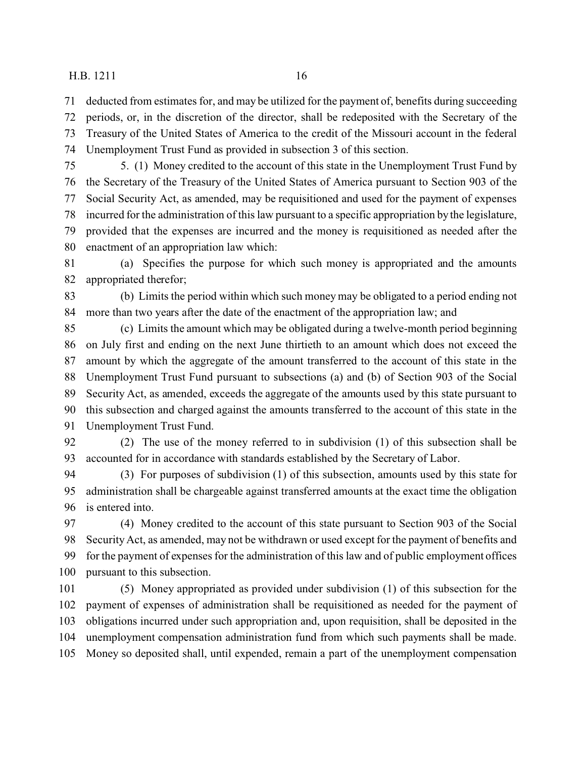deducted from estimates for, and may be utilized for the payment of, benefits during succeeding periods, or, in the discretion of the director, shall be redeposited with the Secretary of the Treasury of the United States of America to the credit of the Missouri account in the federal Unemployment Trust Fund as provided in subsection 3 of this section.

5. (1) Money credited to the account of this state in the Unemployment Trust Fund by the Secretary of the Treasury of the United States of America pursuant to Section 903 of the Social Security Act, as amended, may be requisitioned and used for the payment of expenses incurred for the administration of this law pursuant to a specific appropriation by the legislature, provided that the expenses are incurred and the money is requisitioned as needed after the enactment of an appropriation law which:

(a) Specifies the purpose for which such money is appropriated and the amounts appropriated therefor;

(b) Limits the period within which such money may be obligated to a period ending not more than two years after the date of the enactment of the appropriation law; and

(c) Limits the amount which may be obligated during a twelve-month period beginning on July first and ending on the next June thirtieth to an amount which does not exceed the amount by which the aggregate of the amount transferred to the account of this state in the Unemployment Trust Fund pursuant to subsections (a) and (b) of Section 903 of the Social Security Act, as amended, exceeds the aggregate of the amounts used by this state pursuant to this subsection and charged against the amounts transferred to the account of this state in the Unemployment Trust Fund.

(2) The use of the money referred to in subdivision (1) of this subsection shall be accounted for in accordance with standards established by the Secretary of Labor.

(3) For purposes of subdivision (1) of this subsection, amounts used by this state for administration shall be chargeable against transferred amounts at the exact time the obligation is entered into.

(4) Money credited to the account of this state pursuant to Section 903 of the Social Security Act, as amended, may not be withdrawn or used except for the payment of benefits and for the payment of expenses for the administration of this law and of public employment offices pursuant to this subsection.

(5) Money appropriated as provided under subdivision (1) of this subsection for the payment of expenses of administration shall be requisitioned as needed for the payment of obligations incurred under such appropriation and, upon requisition, shall be deposited in the unemployment compensation administration fund from which such payments shall be made. Money so deposited shall, until expended, remain a part of the unemployment compensation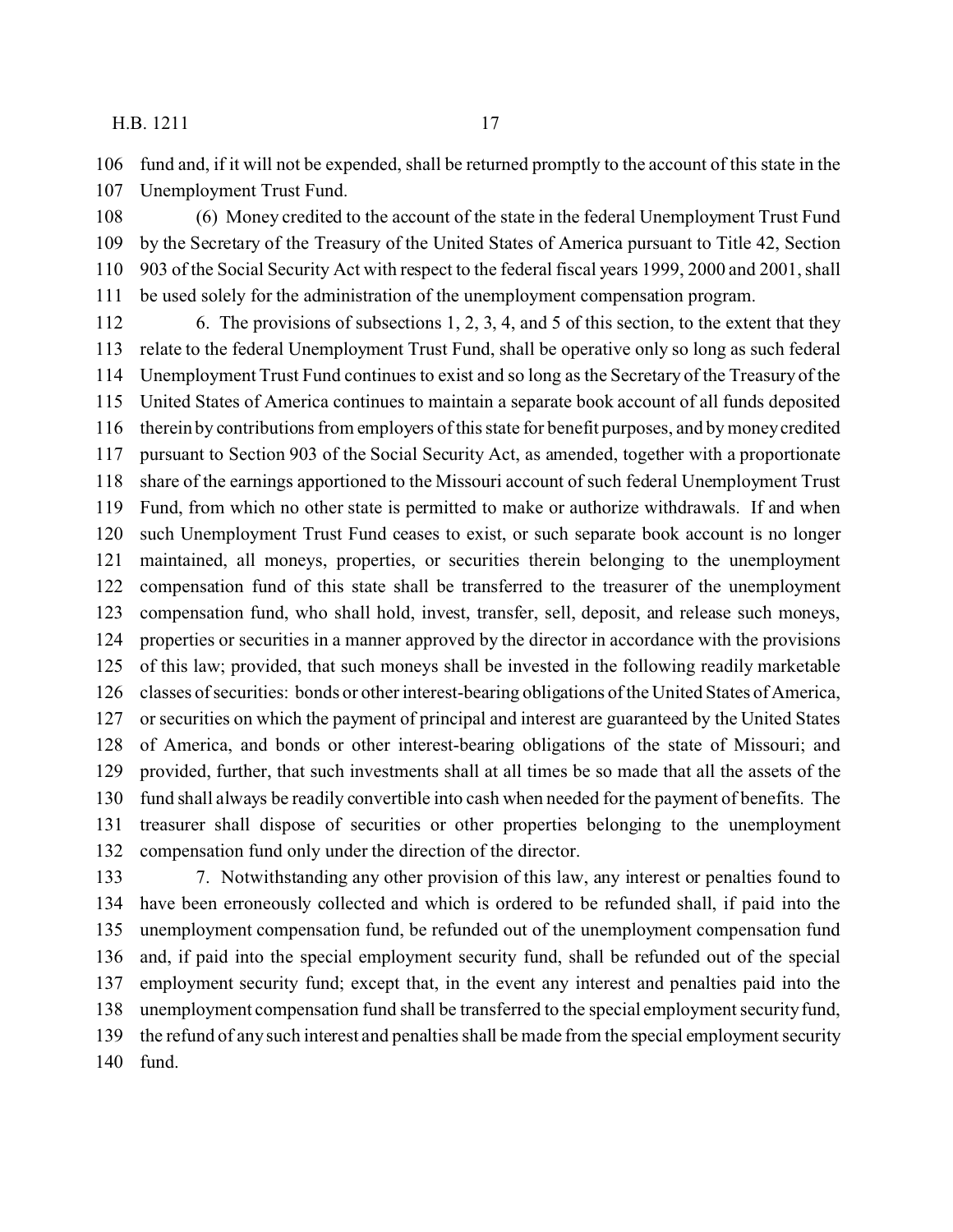fund and, if it will not be expended, shall be returned promptly to the account of this state in the Unemployment Trust Fund.

(6) Money credited to the account of the state in the federal Unemployment Trust Fund by the Secretary of the Treasury of the United States of America pursuant to Title 42, Section 903 of the Social Security Act with respect to the federal fiscal years 1999, 2000 and 2001, shall be used solely for the administration of the unemployment compensation program.

6. The provisions of subsections 1, 2, 3, 4, and 5 of this section, to the extent that they relate to the federal Unemployment Trust Fund, shall be operative only so long as such federal Unemployment Trust Fund continues to exist and so long as the Secretary of the Treasury of the United States of America continues to maintain a separate book account of all funds deposited therein by contributions from employers of this state for benefit purposes, and by money credited pursuant to Section 903 of the Social Security Act, as amended, together with a proportionate share of the earnings apportioned to the Missouri account of such federal Unemployment Trust Fund, from which no other state is permitted to make or authorize withdrawals. If and when such Unemployment Trust Fund ceases to exist, or such separate book account is no longer maintained, all moneys, properties, or securities therein belonging to the unemployment compensation fund of this state shall be transferred to the treasurer of the unemployment compensation fund, who shall hold, invest, transfer, sell, deposit, and release such moneys, properties or securities in a manner approved by the director in accordance with the provisions of this law; provided, that such moneys shall be invested in the following readily marketable classes of securities: bonds or other interest-bearing obligations of the United States of America, or securities on which the payment of principal and interest are guaranteed by the United States of America, and bonds or other interest-bearing obligations of the state of Missouri; and provided, further, that such investments shall at all times be so made that all the assets of the fund shall always be readily convertible into cash when needed for the payment of benefits. The treasurer shall dispose of securities or other properties belonging to the unemployment compensation fund only under the direction of the director.

7. Notwithstanding any other provision of this law, any interest or penalties found to have been erroneously collected and which is ordered to be refunded shall, if paid into the unemployment compensation fund, be refunded out of the unemployment compensation fund and, if paid into the special employment security fund, shall be refunded out of the special employment security fund; except that, in the event any interest and penalties paid into the unemployment compensation fund shall be transferred to the special employment security fund, the refund of any such interest and penalties shall be made from the special employment security fund.